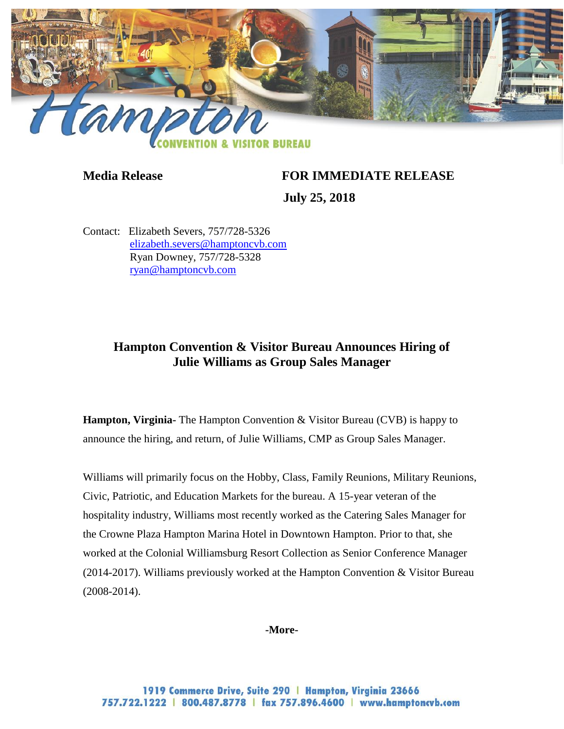Hampton
CONVENTION & VISITOR BUREAU

**Media Release** **FOR IMMEDIATE RELEASE**

**July 25, 2018**

Contact: Elizabeth Severs, 757/728-5326
elizabeth.severs@hamptoncvb.com
Ryan Downey, 757/728-5328
ryan@hamptoncvb.com

## Hampton Convention & Visitor Bureau Announces Hiring of Julie Williams as Group Sales Manager

**Hampton, Virginia-** The Hampton Convention & Visitor Bureau (CVB) is happy to announce the hiring, and return, of Julie Williams, CMP as Group Sales Manager.

Williams will primarily focus on the Hobby, Class, Family Reunions, Military Reunions, Civic, Patriotic, and Education Markets for the bureau. A 15-year veteran of the hospitality industry, Williams most recently worked as the Catering Sales Manager for the Crowne Plaza Hampton Marina Hotel in Downtown Hampton. Prior to that, she worked at the Colonial Williamsburg Resort Collection as Senior Conference Manager (2014-2017). Williams previously worked at the Hampton Convention & Visitor Bureau (2008-2014).

**-More-**

1919 Commerce Drive, Suite 290 | Hampton, Virginia 23666
757.722.1222 | 800.487.8778 | fax 757.896.4600 | www.hamptoncvb.com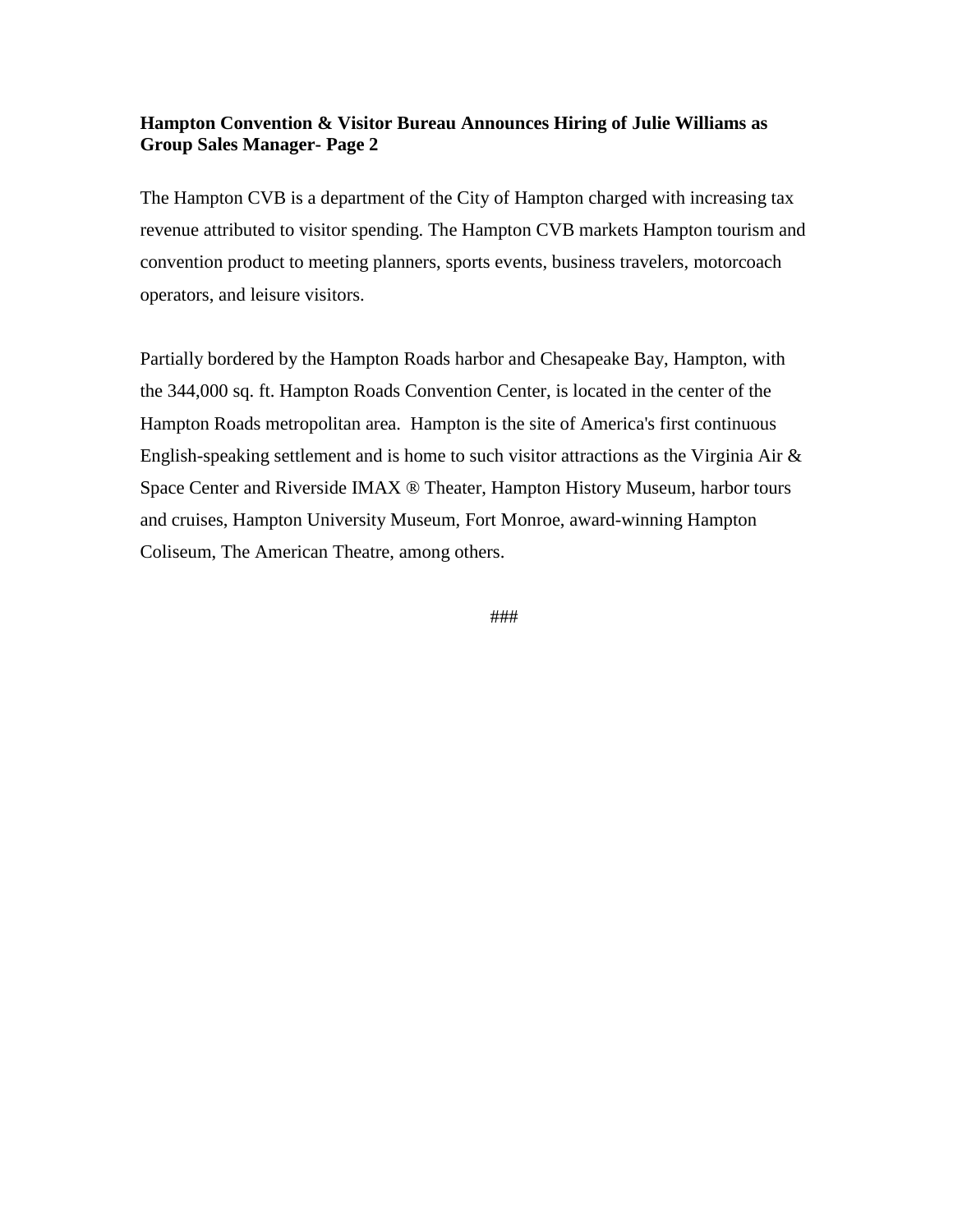The Hampton CVB is a department of the City of Hampton charged with increasing tax revenue attributed to visitor spending. The Hampton CVB markets Hampton tourism and convention product to meeting planners, sports events, business travelers, motorcoach operators, and leisure visitors.

Partially bordered by the Hampton Roads harbor and Chesapeake Bay, Hampton, with the 344,000 sq. ft. Hampton Roads Convention Center, is located in the center of the Hampton Roads metropolitan area. Hampton is the site of America's first continuous English-speaking settlement and is home to such visitor attractions as the Virginia Air & Space Center and Riverside IMAX ® Theater, Hampton History Museum, harbor tours and cruises, Hampton University Museum, Fort Monroe, award-winning Hampton Coliseum, The American Theatre, among others.

###